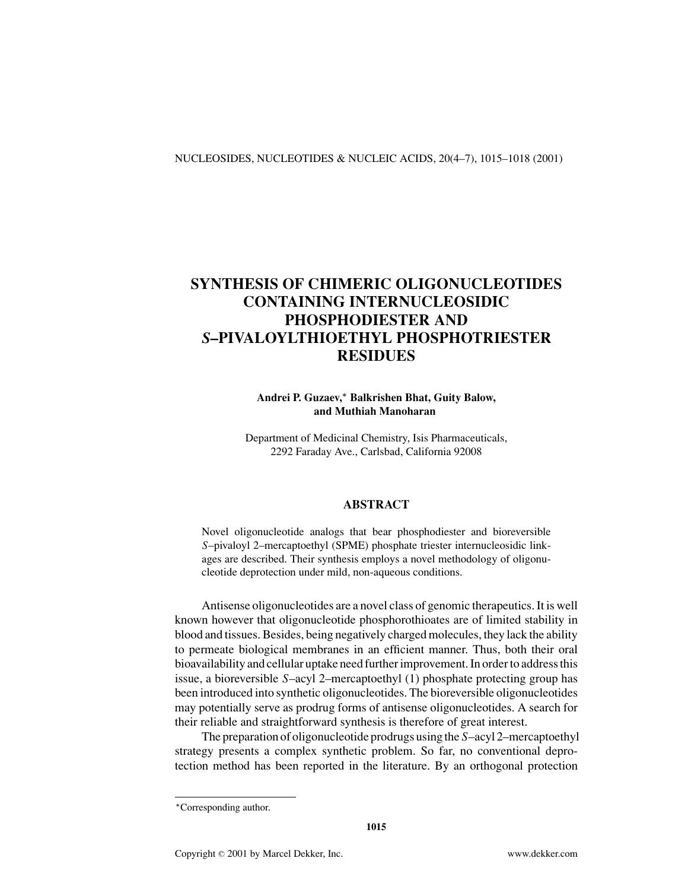# SYNTHESIS OF CHIMERIC OLIGONUCLEOTIDES CONTAINING INTERNUCLEOSIDIC PHOSPHODIESTER AND *S*–PIVALOYLTHIOETHYL PHOSPHOTRIESTER RESIDUES

**Andrei P. Guzaev,\* Balkrishen Bhat, Guity Balow, and Muthiah Manoharan**

Department of Medicinal Chemistry, Isis Pharmaceuticals, 2292 Faraday Ave., Carlsbad, California 92008

## ABSTRACT

Novel oligonucleotide analogs that bear phosphodiester and bioreversible *S*–pivaloyl 2–mercaptoethyl (SPME) phosphate triester internucleosidic linkages are described. Their synthesis employs a novel methodology of oligonucleotide deprotection under mild, non-aqueous conditions.

Antisense oligonucleotides are a novel class of genomic therapeutics. It is well known however that oligonucleotide phosphorothioates are of limited stability in blood and tissues. Besides, being negatively charged molecules, they lack the ability to permeate biological membranes in an efficient manner. Thus, both their oral bioavailability and cellular uptake need further improvement. In order to address this issue, a bioreversible *S*–acyl 2–mercaptoethyl (1) phosphate protecting group has been introduced into synthetic oligonucleotides. The bioreversible oligonucleotides may potentially serve as prodrug forms of antisense oligonucleotides. A search for their reliable and straightforward synthesis is therefore of great interest.

The preparation of oligonucleotide prodrugs using the *S*–acyl 2–mercaptoethyl strategy presents a complex synthetic problem. So far, no conventional deprotection method has been reported in the literature. By an orthogonal protection

---

\*Corresponding author.

Copyright © 2001 by Marcel Dekker, Inc. www.dekker.com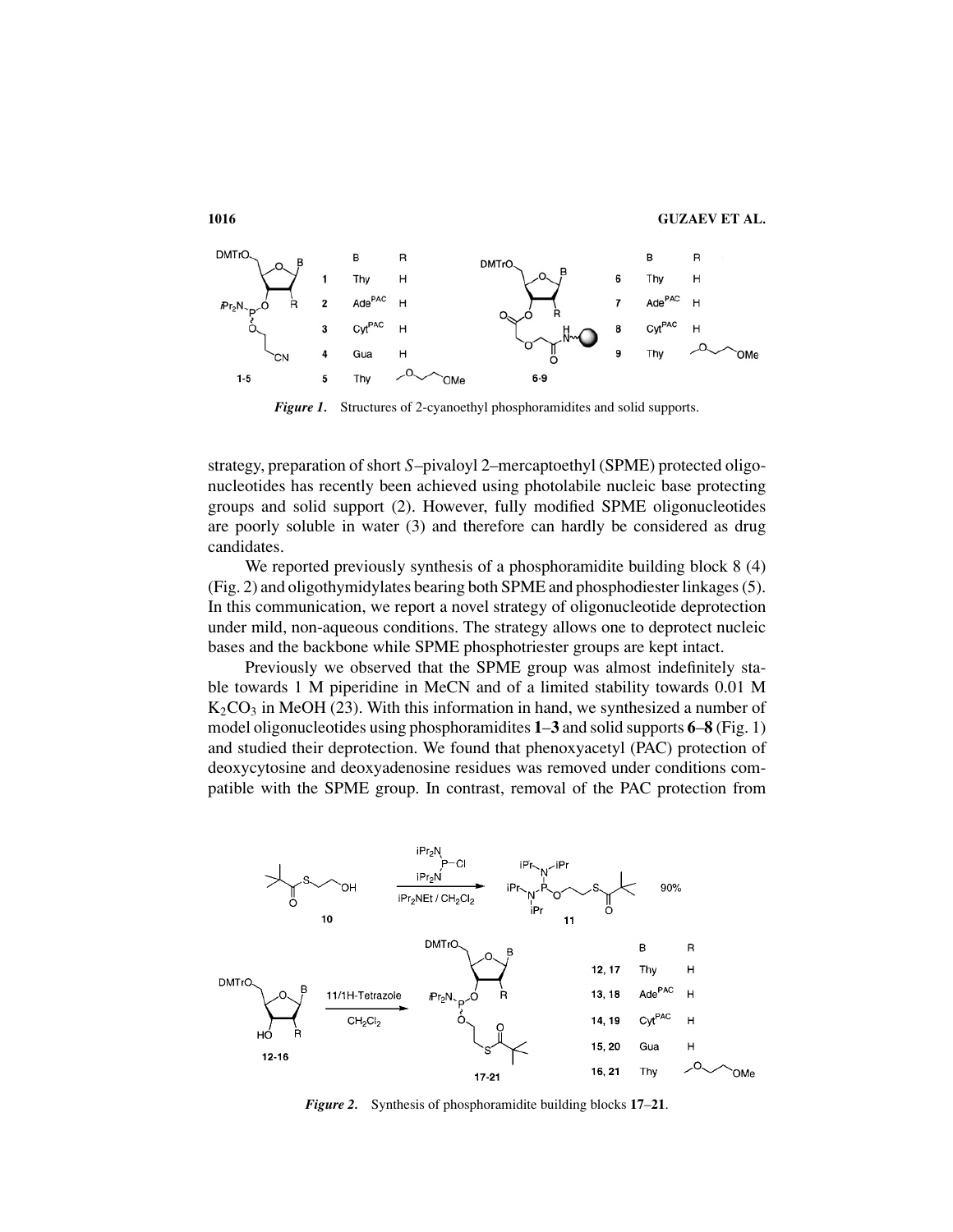*Figure 1.* Structures of 2-cyanoethyl phosphoramidites and solid supports.

strategy, preparation of short *S*–pivaloyl 2–mercaptoethyl (SPME) protected oligonucleotides has recently been achieved using photolabile nucleic base protecting groups and solid support (2). However, fully modified SPME oligonucleotides are poorly soluble in water (3) and therefore can hardly be considered as drug candidates.

We reported previously synthesis of a phosphoramidite building block 8 (4) (Fig. 2) and oligothymidylates bearing both SPME and phosphodiester linkages (5). In this communication, we report a novel strategy of oligonucleotide deprotection under mild, non-aqueous conditions. The strategy allows one to deprotect nucleic bases and the backbone while SPME phosphotriester groups are kept intact.

Previously we observed that the SPME group was almost indefinitely stable towards 1 M piperidine in MeCN and of a limited stability towards 0.01 M $K_2CO_3$ in MeOH (23). With this information in hand, we synthesized a number of model oligonucleotides using phosphoramidites **1**–**3** and solid supports **6**–**8** (Fig. 1) and studied their deprotection. We found that phenoxyacetyl (PAC) protection of deoxycytosine and deoxyadenosine residues was removed under conditions compatible with the SPME group. In contrast, removal of the PAC protection from

*Figure 2.* Synthesis of phosphoramidite building blocks **17**–**21**.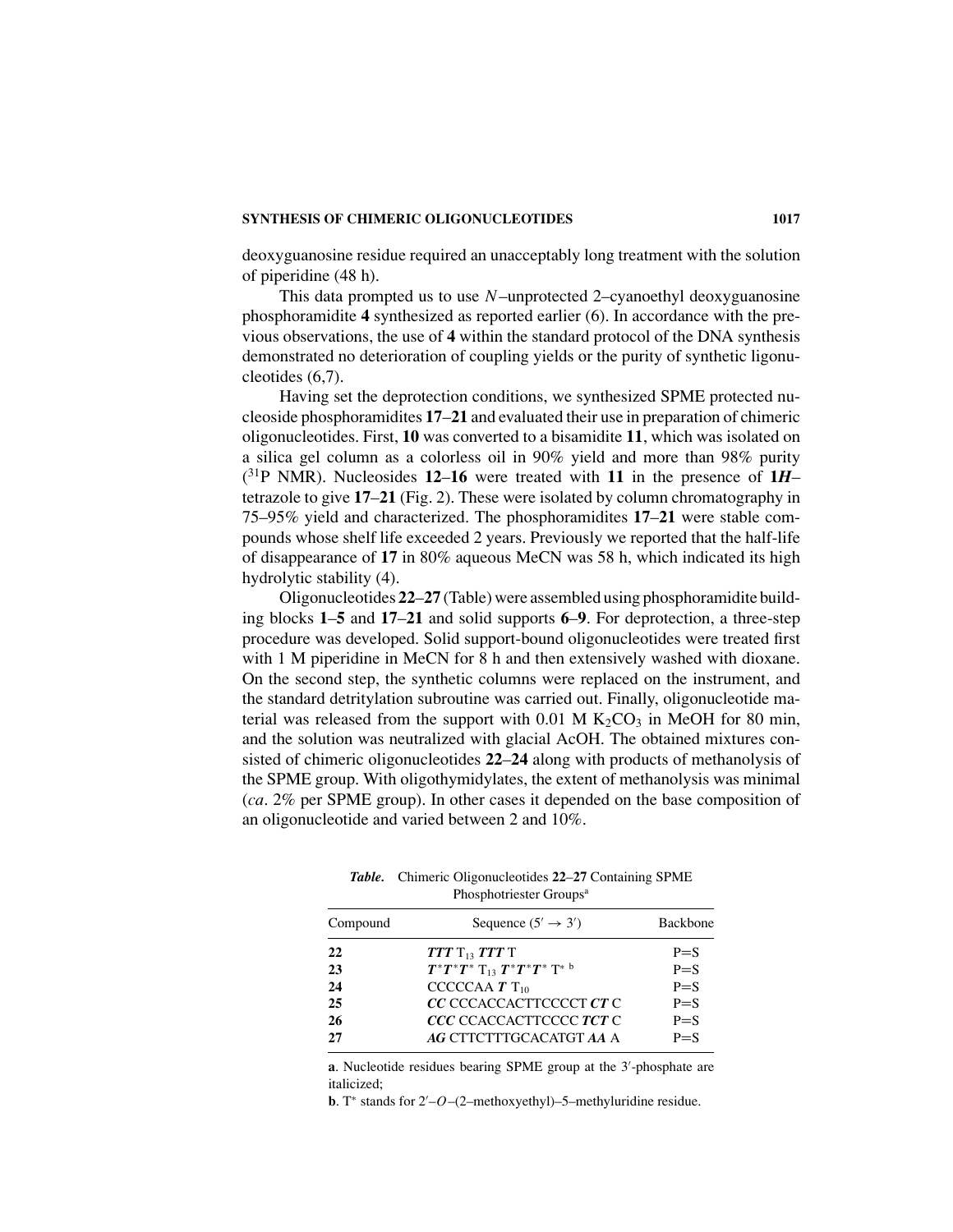deoxyguanosine residue required an unacceptably long treatment with the solution of piperidine (48 h).

This data prompted us to use *N*–unprotected 2–cyanoethyl deoxyguanosine phosphoramidite **4** synthesized as reported earlier (6). In accordance with the previous observations, the use of **4** within the standard protocol of the DNA synthesis demonstrated no deterioration of coupling yields or the purity of synthetic ligonucleotides (6,7).

Having set the deprotection conditions, we synthesized SPME protected nucleoside phosphoramidites **17**–**21** and evaluated their use in preparation of chimeric oligonucleotides. First, **10** was converted to a bisamidite **11**, which was isolated on a silica gel column as a colorless oil in 90% yield and more than 98% purity ($^{31}$P NMR). Nucleosides **12**–**16** were treated with **11** in the presence of **1*H***–tetrazole to give **17**–**21** (Fig. 2). These were isolated by column chromatography in 75–95% yield and characterized. The phosphoramidites **17**–**21** were stable compounds whose shelf life exceeded 2 years. Previously we reported that the half-life of disappearance of **17** in 80% aqueous MeCN was 58 h, which indicated its high hydrolytic stability (4).

Oligonucleotides **22**–**27** (Table) were assembled using phosphoramidite building blocks **1**–**5** and **17**–**21** and solid supports **6**–**9**. For deprotection, a three-step procedure was developed. Solid support-bound oligonucleotides were treated first with 1 M piperidine in MeCN for 8 h and then extensively washed with dioxane. On the second step, the synthetic columns were replaced on the instrument, and the standard detritylation subroutine was carried out. Finally, oligonucleotide material was released from the support with 0.01 M $K_2CO_3$ in MeOH for 80 min, and the solution was neutralized with glacial AcOH. The obtained mixtures consisted of chimeric oligonucleotides **22**–**24** along with products of methanolysis of the SPME group. With oligothymidylates, the extent of methanolysis was minimal (*ca*. 2% per SPME group). In other cases it depended on the base composition of an oligonucleotide and varied between 2 and 10%.

***Table.*** Chimeric Oligonucleotides **22**–**27** Containing SPME Phosphotriester Groups[a]

| Compound | Sequence (5′ → 3′) | Backbone |
|---|---|---|
| **22** | ***TTT*** $T_{13}$ ***TTT*** T | P=S |
| **23** | ***T**\*__T__\*__T__\** $T_{13}$ ***T**\*__T__\*__T__\** T* [b] | P=S |
| **24** | CCCCCAA ***T*** $T_{10}$ | P=S |
| **25** | ***CC*** CCCACCACTTCCCCT ***CT*** C | P=S |
| **26** | ***CCC*** CCACCACTTCCCC ***TCT*** C | P=S |
| **27** | ***AG*** CTTCTTTGCACATGT ***AA*** A | P=S |

**a**. Nucleotide residues bearing SPME group at the 3′-phosphate are italicized;

**b**. T* stands for 2′–*O*–(2–methoxyethyl)–5–methyluridine residue.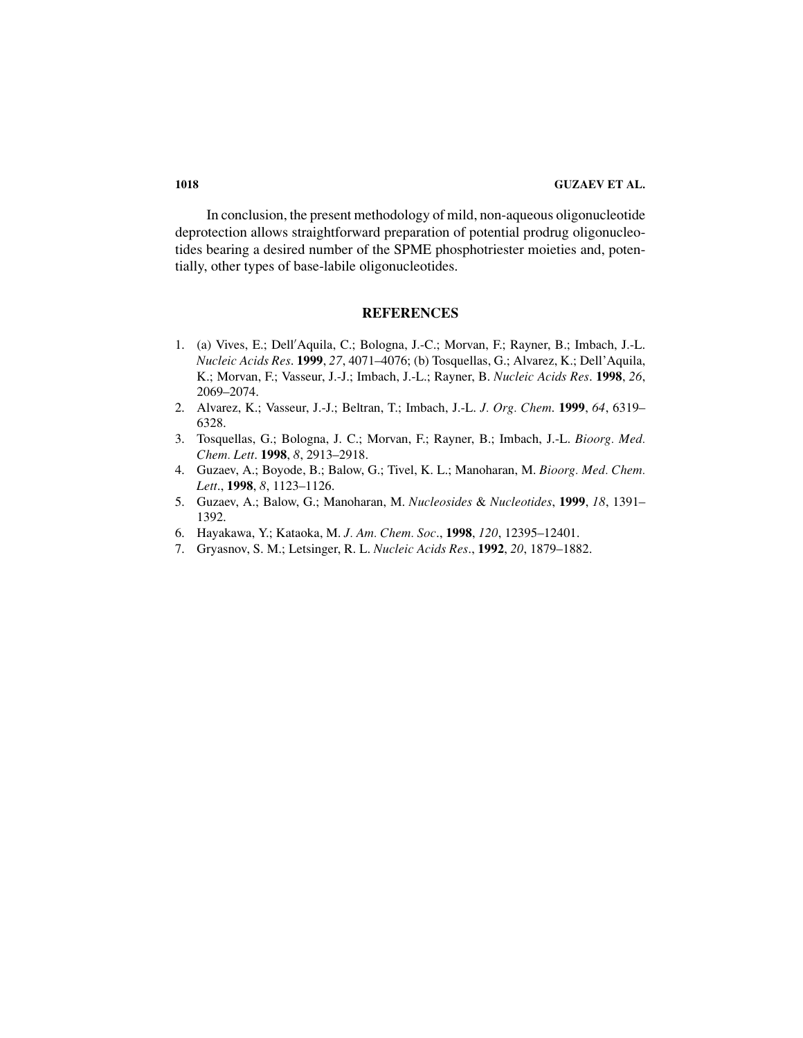In conclusion, the present methodology of mild, non-aqueous oligonucleotide deprotection allows straightforward preparation of potential prodrug oligonucleotides bearing a desired number of the SPME phosphotriester moieties and, potentially, other types of base-labile oligonucleotides.

## REFERENCES

1. (a) Vives, E.; Dell′Aquila, C.; Bologna, J.-C.; Morvan, F.; Rayner, B.; Imbach, J.-L. *Nucleic Acids Res*. **1999**, *27*, 4071–4076; (b) Tosquellas, G.; Alvarez, K.; Dell'Aquila, K.; Morvan, F.; Vasseur, J.-J.; Imbach, J.-L.; Rayner, B. *Nucleic Acids Res*. **1998**, *26*, 2069–2074.
2. Alvarez, K.; Vasseur, J.-J.; Beltran, T.; Imbach, J.-L. *J. Org. Chem*. **1999**, *64*, 6319–6328.
3. Tosquellas, G.; Bologna, J. C.; Morvan, F.; Rayner, B.; Imbach, J.-L. *Bioorg. Med. Chem. Lett*. **1998**, *8*, 2913–2918.
4. Guzaev, A.; Boyode, B.; Balow, G.; Tivel, K. L.; Manoharan, M. *Bioorg. Med. Chem. Lett*., **1998**, *8*, 1123–1126.
5. Guzaev, A.; Balow, G.; Manoharan, M. *Nucleosides* & *Nucleotides*, **1999**, *18*, 1391–1392.
6. Hayakawa, Y.; Kataoka, M. *J. Am. Chem. Soc*., **1998**, *120*, 12395–12401.
7. Gryasnov, S. M.; Letsinger, R. L. *Nucleic Acids Res*., **1992**, *20*, 1879–1882.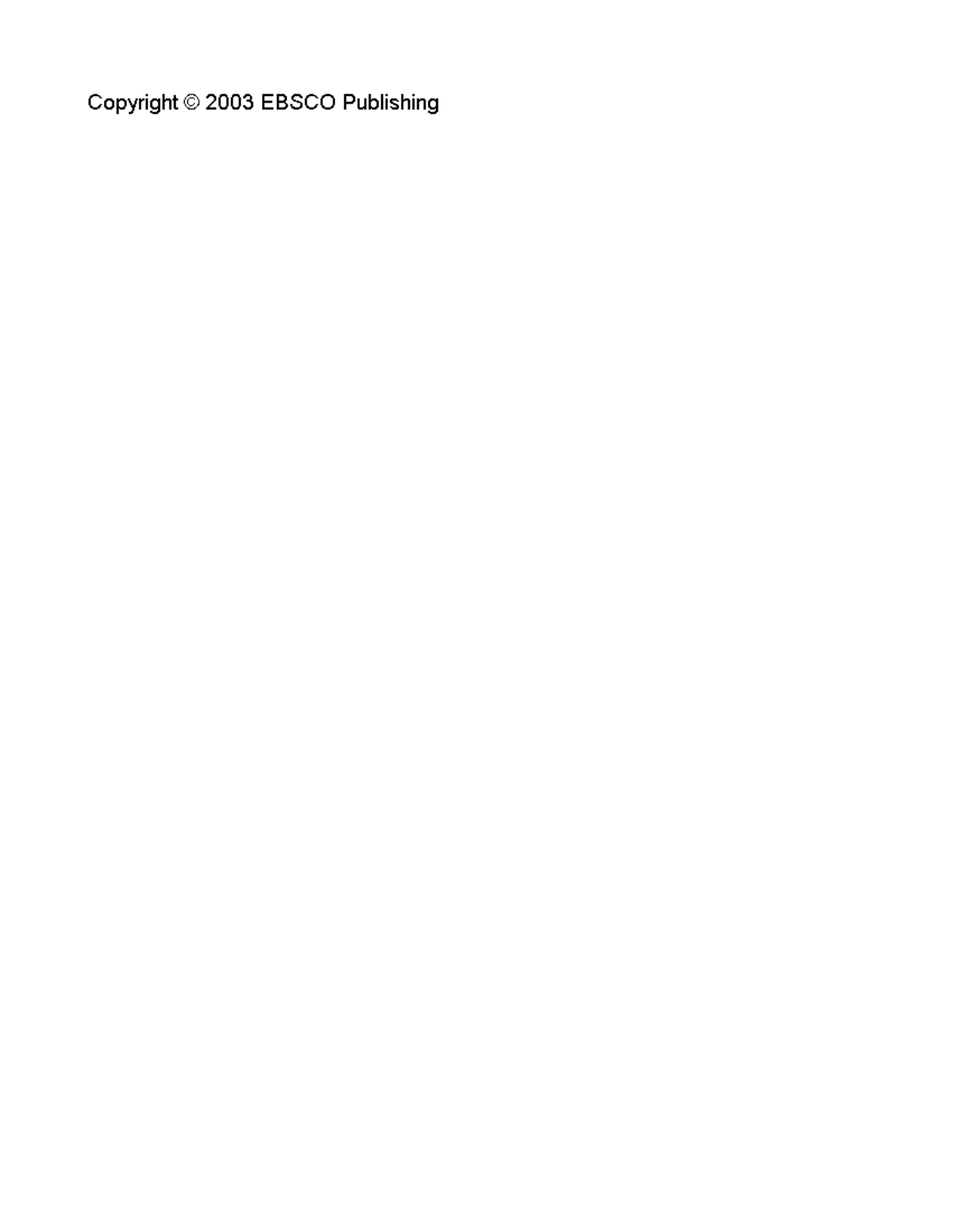Copyright © 2003 EBSCO Publishing